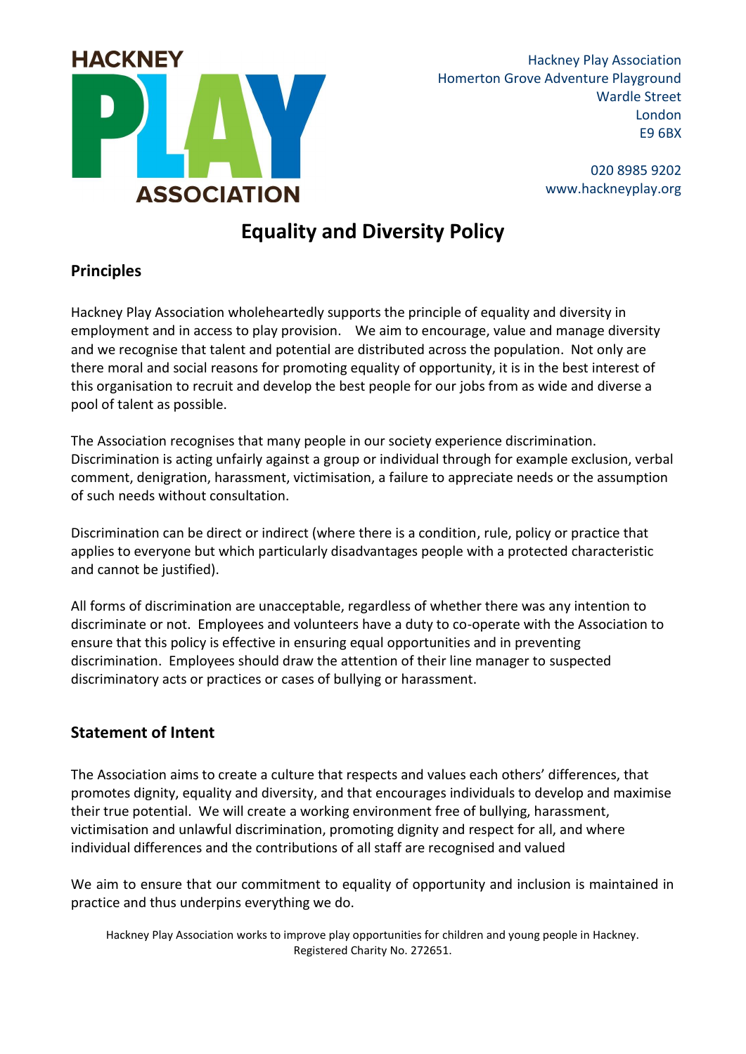HACKNEY PLAY ASSOCIATION

Hackney Play Association
Homerton Grove Adventure Playground
Wardle Street
London
E9 6BX

020 8985 9202
www.hackneyplay.org

# Equality and Diversity Policy

## Principles

Hackney Play Association wholeheartedly supports the principle of equality and diversity in employment and in access to play provision. We aim to encourage, value and manage diversity and we recognise that talent and potential are distributed across the population. Not only are there moral and social reasons for promoting equality of opportunity, it is in the best interest of this organisation to recruit and develop the best people for our jobs from as wide and diverse a pool of talent as possible.

The Association recognises that many people in our society experience discrimination. Discrimination is acting unfairly against a group or individual through for example exclusion, verbal comment, denigration, harassment, victimisation, a failure to appreciate needs or the assumption of such needs without consultation.

Discrimination can be direct or indirect (where there is a condition, rule, policy or practice that applies to everyone but which particularly disadvantages people with a protected characteristic and cannot be justified).

All forms of discrimination are unacceptable, regardless of whether there was any intention to discriminate or not. Employees and volunteers have a duty to co-operate with the Association to ensure that this policy is effective in ensuring equal opportunities and in preventing discrimination. Employees should draw the attention of their line manager to suspected discriminatory acts or practices or cases of bullying or harassment.

## Statement of Intent

The Association aims to create a culture that respects and values each others' differences, that promotes dignity, equality and diversity, and that encourages individuals to develop and maximise their true potential. We will create a working environment free of bullying, harassment, victimisation and unlawful discrimination, promoting dignity and respect for all, and where individual differences and the contributions of all staff are recognised and valued

We aim to ensure that our commitment to equality of opportunity and inclusion is maintained in practice and thus underpins everything we do.

Hackney Play Association works to improve play opportunities for children and young people in Hackney.
Registered Charity No. 272651.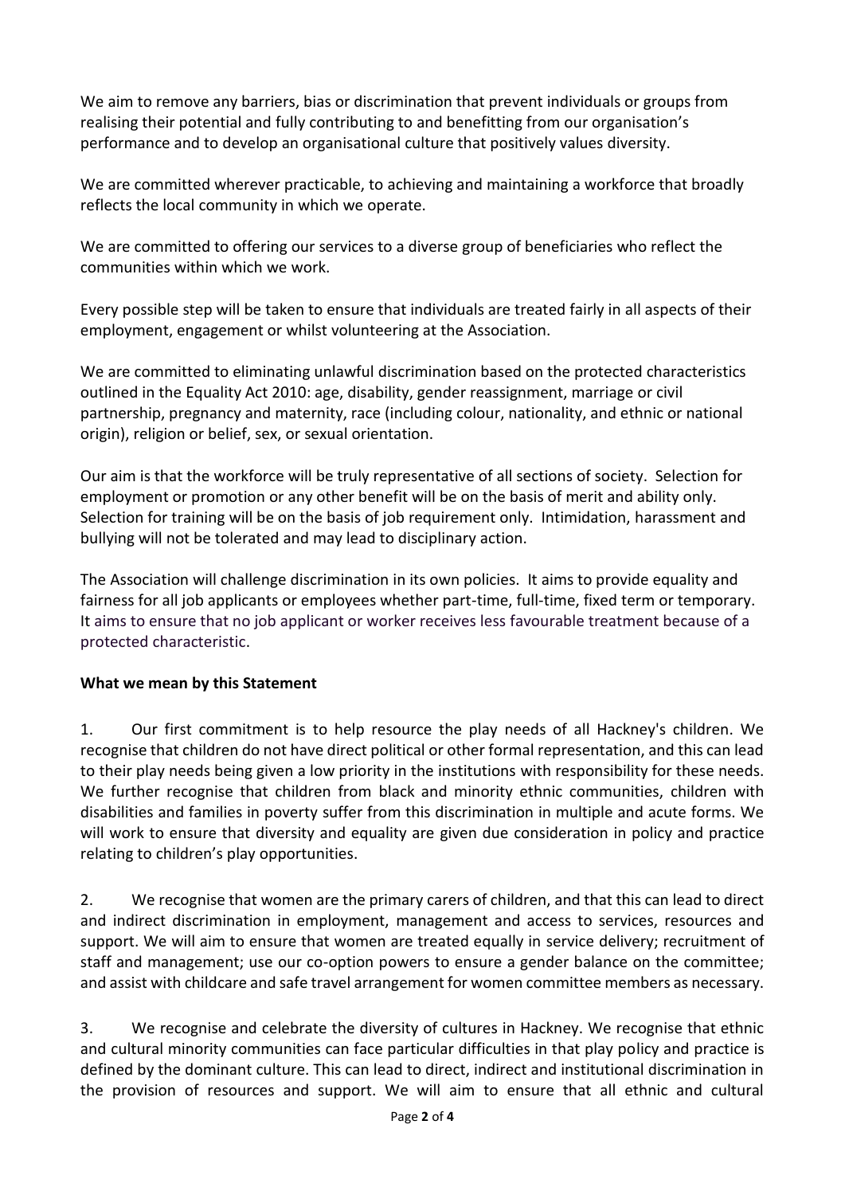We aim to remove any barriers, bias or discrimination that prevent individuals or groups from realising their potential and fully contributing to and benefitting from our organisation's performance and to develop an organisational culture that positively values diversity.

We are committed wherever practicable, to achieving and maintaining a workforce that broadly reflects the local community in which we operate.

We are committed to offering our services to a diverse group of beneficiaries who reflect the communities within which we work.

Every possible step will be taken to ensure that individuals are treated fairly in all aspects of their employment, engagement or whilst volunteering at the Association.

We are committed to eliminating unlawful discrimination based on the protected characteristics outlined in the Equality Act 2010: age, disability, gender reassignment, marriage or civil partnership, pregnancy and maternity, race (including colour, nationality, and ethnic or national origin), religion or belief, sex, or sexual orientation.

Our aim is that the workforce will be truly representative of all sections of society. Selection for employment or promotion or any other benefit will be on the basis of merit and ability only. Selection for training will be on the basis of job requirement only. Intimidation, harassment and bullying will not be tolerated and may lead to disciplinary action.

The Association will challenge discrimination in its own policies. It aims to provide equality and fairness for all job applicants or employees whether part-time, full-time, fixed term or temporary. It aims to ensure that no job applicant or worker receives less favourable treatment because of a protected characteristic.

**What we mean by this Statement**

1. Our first commitment is to help resource the play needs of all Hackney's children. We recognise that children do not have direct political or other formal representation, and this can lead to their play needs being given a low priority in the institutions with responsibility for these needs. We further recognise that children from black and minority ethnic communities, children with disabilities and families in poverty suffer from this discrimination in multiple and acute forms. We will work to ensure that diversity and equality are given due consideration in policy and practice relating to children's play opportunities.

2. We recognise that women are the primary carers of children, and that this can lead to direct and indirect discrimination in employment, management and access to services, resources and support. We will aim to ensure that women are treated equally in service delivery; recruitment of staff and management; use our co-option powers to ensure a gender balance on the committee; and assist with childcare and safe travel arrangement for women committee members as necessary.

3. We recognise and celebrate the diversity of cultures in Hackney. We recognise that ethnic and cultural minority communities can face particular difficulties in that play policy and practice is defined by the dominant culture. This can lead to direct, indirect and institutional discrimination in the provision of resources and support. We will aim to ensure that all ethnic and cultural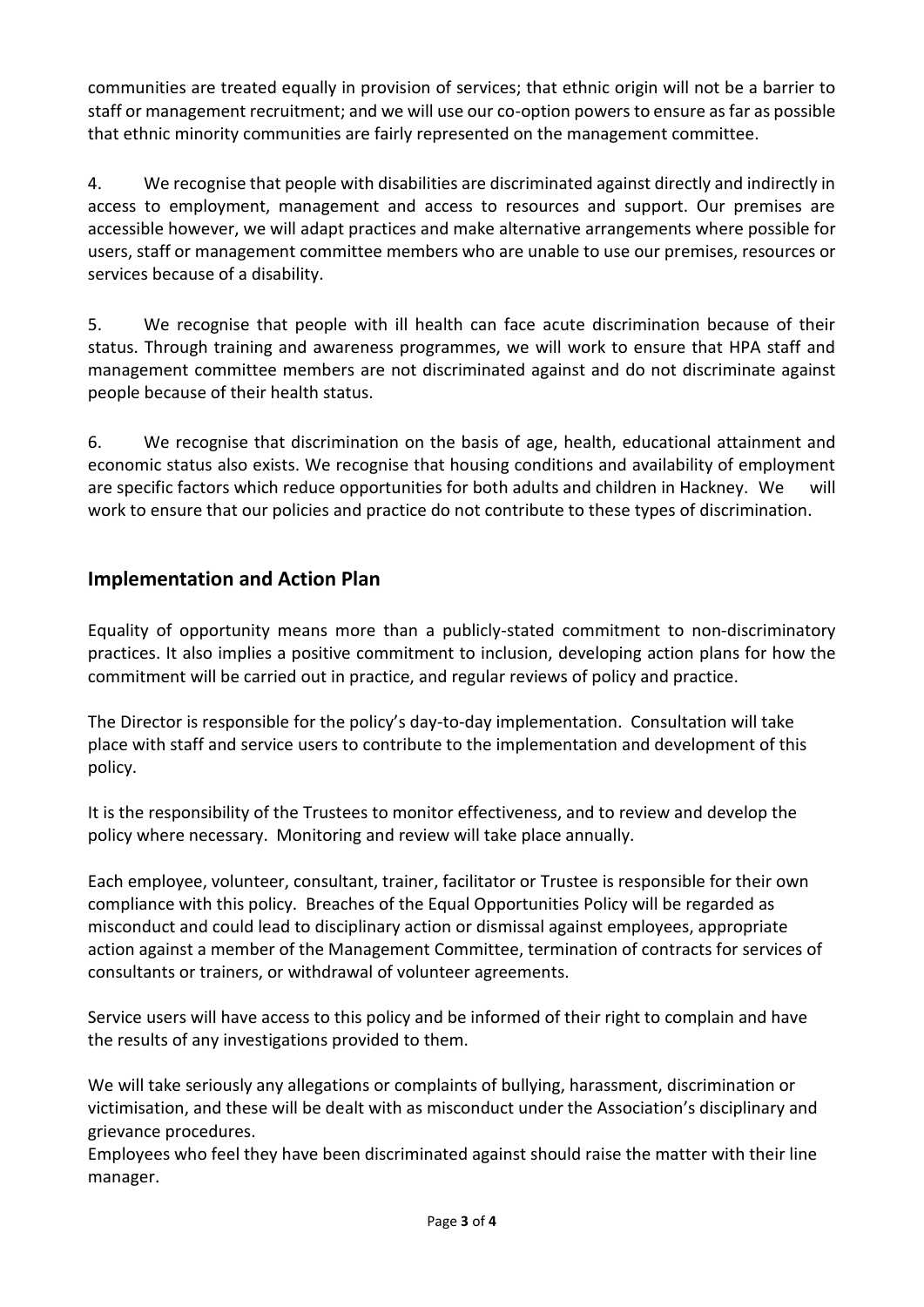communities are treated equally in provision of services; that ethnic origin will not be a barrier to staff or management recruitment; and we will use our co-option powers to ensure as far as possible that ethnic minority communities are fairly represented on the management committee.

4. We recognise that people with disabilities are discriminated against directly and indirectly in access to employment, management and access to resources and support. Our premises are accessible however, we will adapt practices and make alternative arrangements where possible for users, staff or management committee members who are unable to use our premises, resources or services because of a disability.

5. We recognise that people with ill health can face acute discrimination because of their status. Through training and awareness programmes, we will work to ensure that HPA staff and management committee members are not discriminated against and do not discriminate against people because of their health status.

6. We recognise that discrimination on the basis of age, health, educational attainment and economic status also exists. We recognise that housing conditions and availability of employment are specific factors which reduce opportunities for both adults and children in Hackney. We will work to ensure that our policies and practice do not contribute to these types of discrimination.

## Implementation and Action Plan

Equality of opportunity means more than a publicly-stated commitment to non-discriminatory practices. It also implies a positive commitment to inclusion, developing action plans for how the commitment will be carried out in practice, and regular reviews of policy and practice.

The Director is responsible for the policy's day-to-day implementation. Consultation will take place with staff and service users to contribute to the implementation and development of this policy.

It is the responsibility of the Trustees to monitor effectiveness, and to review and develop the policy where necessary. Monitoring and review will take place annually.

Each employee, volunteer, consultant, trainer, facilitator or Trustee is responsible for their own compliance with this policy. Breaches of the Equal Opportunities Policy will be regarded as misconduct and could lead to disciplinary action or dismissal against employees, appropriate action against a member of the Management Committee, termination of contracts for services of consultants or trainers, or withdrawal of volunteer agreements.

Service users will have access to this policy and be informed of their right to complain and have the results of any investigations provided to them.

We will take seriously any allegations or complaints of bullying, harassment, discrimination or victimisation, and these will be dealt with as misconduct under the Association's disciplinary and grievance procedures.

Employees who feel they have been discriminated against should raise the matter with their line manager.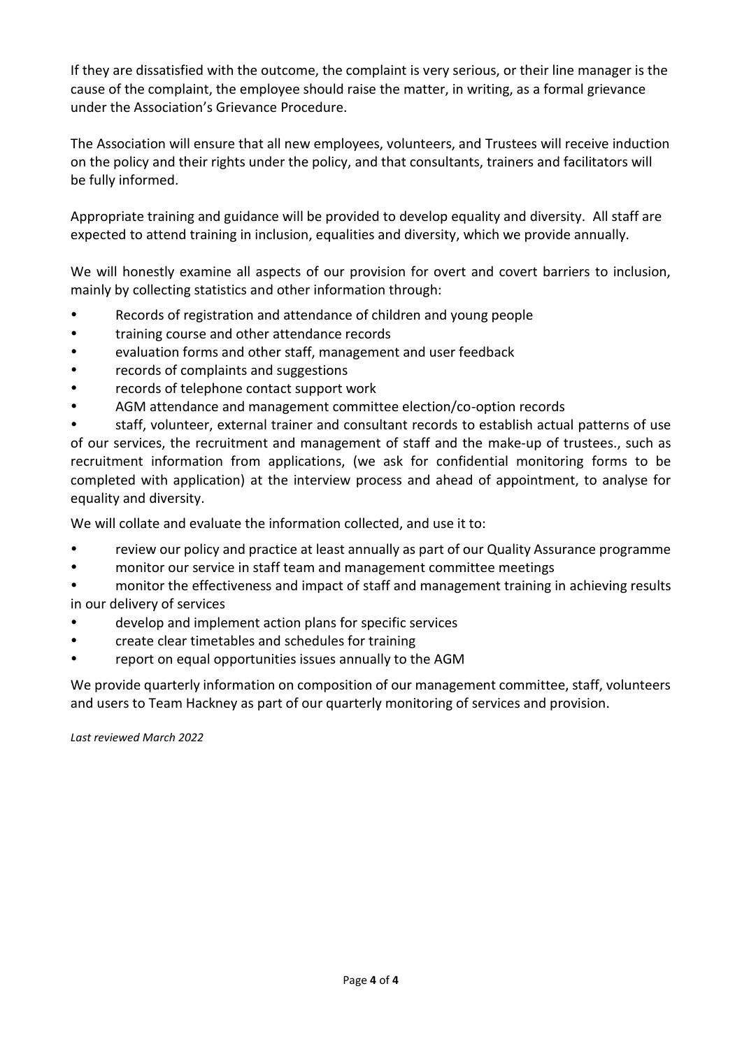If they are dissatisfied with the outcome, the complaint is very serious, or their line manager is the cause of the complaint, the employee should raise the matter, in writing, as a formal grievance under the Association's Grievance Procedure.

The Association will ensure that all new employees, volunteers, and Trustees will receive induction on the policy and their rights under the policy, and that consultants, trainers and facilitators will be fully informed.

Appropriate training and guidance will be provided to develop equality and diversity. All staff are expected to attend training in inclusion, equalities and diversity, which we provide annually.

We will honestly examine all aspects of our provision for overt and covert barriers to inclusion, mainly by collecting statistics and other information through:

- Records of registration and attendance of children and young people
- training course and other attendance records
- evaluation forms and other staff, management and user feedback
- records of complaints and suggestions
- records of telephone contact support work
- AGM attendance and management committee election/co-option records
- staff, volunteer, external trainer and consultant records to establish actual patterns of use of our services, the recruitment and management of staff and the make-up of trustees., such as recruitment information from applications, (we ask for confidential monitoring forms to be completed with application) at the interview process and ahead of appointment, to analyse for equality and diversity.

We will collate and evaluate the information collected, and use it to:

- review our policy and practice at least annually as part of our Quality Assurance programme
- monitor our service in staff team and management committee meetings
- monitor the effectiveness and impact of staff and management training in achieving results in our delivery of services
- develop and implement action plans for specific services
- create clear timetables and schedules for training
- report on equal opportunities issues annually to the AGM

We provide quarterly information on composition of our management committee, staff, volunteers and users to Team Hackney as part of our quarterly monitoring of services and provision.

*Last reviewed March 2022*